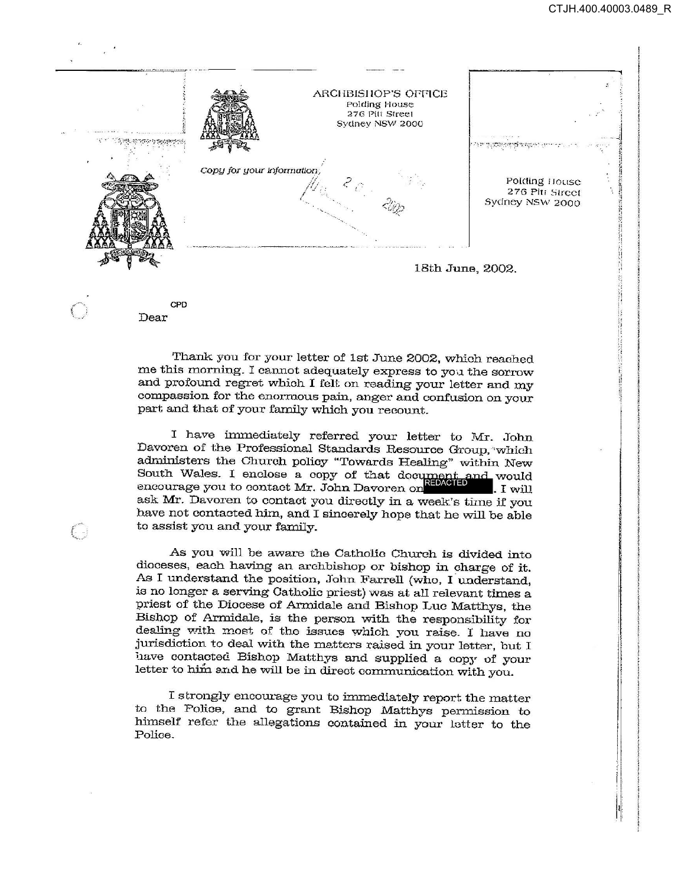ARCHBISHOP'S OFFICE
Polding House
276 Pitt Street
Sydney NSW 2000

*Copy for your information*

20 2002

Polding House
276 Pitt Street
Sydney NSW 2000

18th June, 2002.

CPD

Dear

Thank you for your letter of 1st June 2002, which reached me this morning. I cannot adequately express to you the sorrow and profound regret which I felt on reading your letter and my compassion for the enormous pain, anger and confusion on your part and that of your family which you recount.

I have immediately referred your letter to Mr. John Davoren of the Professional Standards Resource Group, which administers the Church policy "Towards Healing" within New South Wales. I enclose a copy of that document and would encourage you to contact Mr. John Davoren on REDACTED. I will ask Mr. Davoren to contact you directly in a week's time if you have not contacted him, and I sincerely hope that he will be able to assist you and your family.

As you will be aware the Catholic Church is divided into dioceses, each having an archbishop or bishop in charge of it. As I understand the position, John Farrell (who, I understand, is no longer a serving Catholic priest) was at all relevant times a priest of the Diocese of Armidale and Bishop Luc Matthys, the Bishop of Armidale, is the person with the responsibility for dealing with most of the issues which you raise. I have no jurisdiction to deal with the matters raised in your letter, but I have contacted Bishop Matthys and supplied a copy of your letter to him and he will be in direct communication with you.

I strongly encourage you to immediately report the matter to the Police, and to grant Bishop Matthys permission to himself refer the allegations contained in your letter to the Police.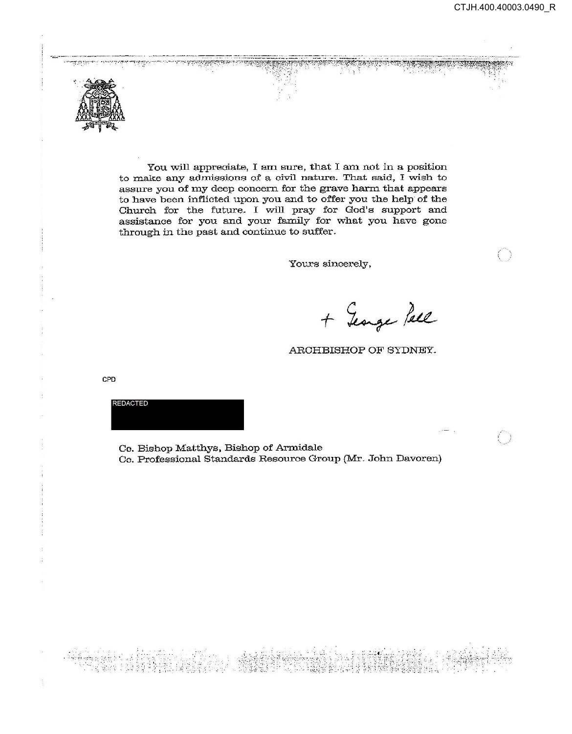You will appreciate, I am sure, that I am not in a position to make any admissions of a civil nature. That said, I wish to assure you of my deep concern for the grave harm that appears to have been inflicted upon you and to offer you the help of the Church for the future. I will pray for God's support and assistance for you and your family for what you have gone through in the past and continue to suffer.

Yours sincerely,

+ George Pell

ARCHBISHOP OF SYDNEY.

CPD

REDACTED

Cc. Bishop Matthys, Bishop of Armidale
Cc. Professional Standards Resource Group (Mr. John Davoren)